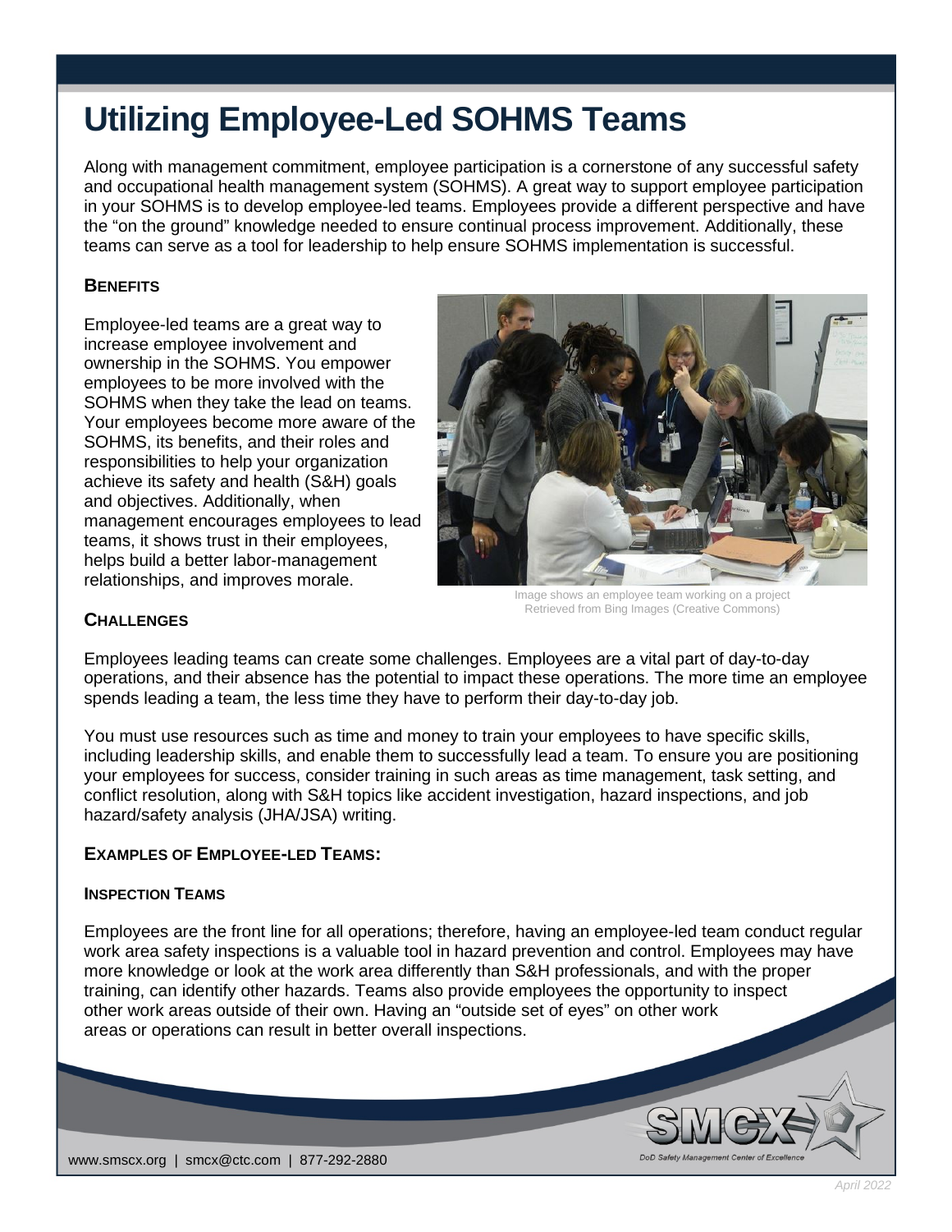# Utilizing Employee-Led SOHMS Teams

Along with management commitment, employee participation is a cornerstone of any successful safety and occupational health management system (SOHMS). A great way to support employee participation in your SOHMS is to develop employee-led teams. Employees provide a different perspective and have the “on the ground” knowledge needed to ensure continual process improvement. Additionally, these teams can serve as a tool for leadership to help ensure SOHMS implementation is successful.

## Benefits

Employee-led teams are a great way to increase employee involvement and ownership in the SOHMS. You empower employees to be more involved with the SOHMS when they take the lead on teams. Your employees become more aware of the SOHMS, its benefits, and their roles and responsibilities to help your organization achieve its safety and health (S&H) goals and objectives. Additionally, when management encourages employees to lead teams, it shows trust in their employees, helps build a better labor-management relationships, and improves morale.

Image shows an employee team working on a project
Retrieved from Bing Images (Creative Commons)

## Challenges

Employees leading teams can create some challenges. Employees are a vital part of day-to-day operations, and their absence has the potential to impact these operations. The more time an employee spends leading a team, the less time they have to perform their day-to-day job.

You must use resources such as time and money to train your employees to have specific skills, including leadership skills, and enable them to successfully lead a team. To ensure you are positioning your employees for success, consider training in such areas as time management, task setting, and conflict resolution, along with S&H topics like accident investigation, hazard inspections, and job hazard/safety analysis (JHA/JSA) writing.

## Examples of Employee-led Teams:

### Inspection Teams

Employees are the front line for all operations; therefore, having an employee-led team conduct regular work area safety inspections is a valuable tool in hazard prevention and control. Employees may have more knowledge or look at the work area differently than S&H professionals, and with the proper training, can identify other hazards. Teams also provide employees the opportunity to inspect other work areas outside of their own. Having an “outside set of eyes” on other work areas or operations can result in better overall inspections.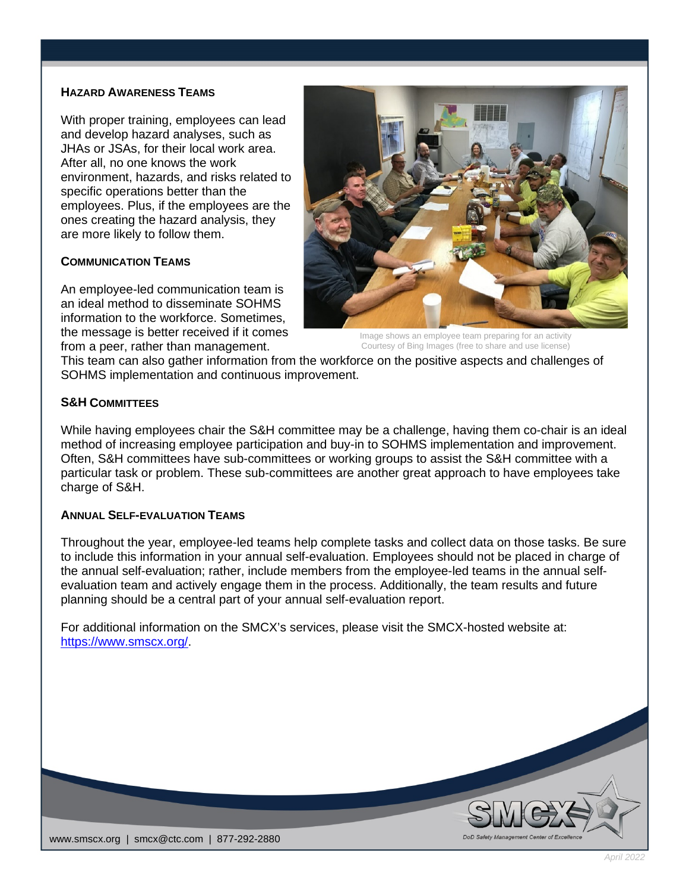### Hazard Awareness Teams

With proper training, employees can lead and develop hazard analyses, such as JHAs or JSAs, for their local work area. After all, no one knows the work environment, hazards, and risks related to specific operations better than the employees. Plus, if the employees are the ones creating the hazard analysis, they are more likely to follow them.

### Communication Teams

An employee-led communication team is an ideal method to disseminate SOHMS information to the workforce. Sometimes, the message is better received if it comes from a peer, rather than management. This team can also gather information from the workforce on the positive aspects and challenges of SOHMS implementation and continuous improvement.

Image shows an employee team preparing for an activity
Courtesy of Bing Images (free to share and use license)

### S&H Committees

While having employees chair the S&H committee may be a challenge, having them co-chair is an ideal method of increasing employee participation and buy-in to SOHMS implementation and improvement. Often, S&H committees have sub-committees or working groups to assist the S&H committee with a particular task or problem. These sub-committees are another great approach to have employees take charge of S&H.

### Annual Self-Evaluation Teams

Throughout the year, employee-led teams help complete tasks and collect data on those tasks. Be sure to include this information in your annual self-evaluation. Employees should not be placed in charge of the annual self-evaluation; rather, include members from the employee-led teams in the annual self-evaluation team and actively engage them in the process. Additionally, the team results and future planning should be a central part of your annual self-evaluation report.

For additional information on the SMCX's services, please visit the SMCX-hosted website at: [https://www.smscx.org/](https://www.smscx.org/).

www.smscx.org | smcx@ctc.com | 877-292-2880

SMCX DoD Safety Management Center of Excellence

April 2022